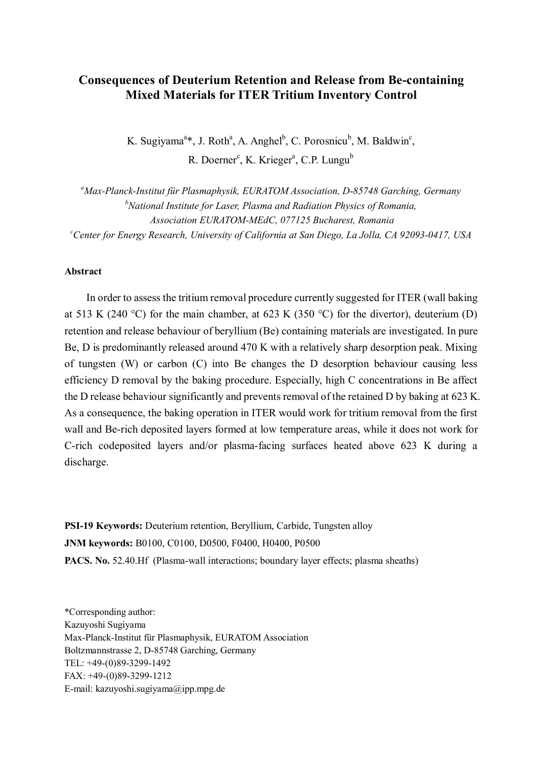# Consequences of Deuterium Retention and Release from Be-containing Mixed Materials for ITER Tritium Inventory Control

K. Sugiyama[a]*, J. Roth[a], A. Anghel[b], C. Porosnicu[b], M. Baldwin[c], R. Doerner[c], K. Krieger[a], C.P. Lungu[b]

[a] *Max-Planck-Institut für Plasmaphysik, EURATOM Association, D-85748 Garching, Germany*

[b] *National Institute for Laser, Plasma and Radiation Physics of Romania, Association EURATOM-MEdC, 077125 Bucharest, Romania*

[c] *Center for Energy Research, University of California at San Diego, La Jolla, CA 92093-0417, USA*

## Abstract

In order to assess the tritium removal procedure currently suggested for ITER (wall baking at 513 K (240 °C) for the main chamber, at 623 K (350 °C) for the divertor), deuterium (D) retention and release behaviour of beryllium (Be) containing materials are investigated. In pure Be, D is predominantly released around 470 K with a relatively sharp desorption peak. Mixing of tungsten (W) or carbon (C) into Be changes the D desorption behaviour causing less efficiency D removal by the baking procedure. Especially, high C concentrations in Be affect the D release behaviour significantly and prevents removal of the retained D by baking at 623 K. As a consequence, the baking operation in ITER would work for tritium removal from the first wall and Be-rich deposited layers formed at low temperature areas, while it does not work for C-rich codeposited layers and/or plasma-facing surfaces heated above 623 K during a discharge.

**PSI-19 Keywords:** Deuterium retention, Beryllium, Carbide, Tungsten alloy

**JNM keywords:** B0100, C0100, D0500, F0400, H0400, P0500

**PACS. No.** 52.40.Hf (Plasma-wall interactions; boundary layer effects; plasma sheaths)

*Corresponding author:
Kazuyoshi Sugiyama
Max-Planck-Institut für Plasmaphysik, EURATOM Association
Boltzmannstrasse 2, D-85748 Garching, Germany
TEL: +49-(0)89-3299-1492
FAX: +49-(0)89-3299-1212
E-mail: kazuyoshi.sugiyama@ipp.mpg.de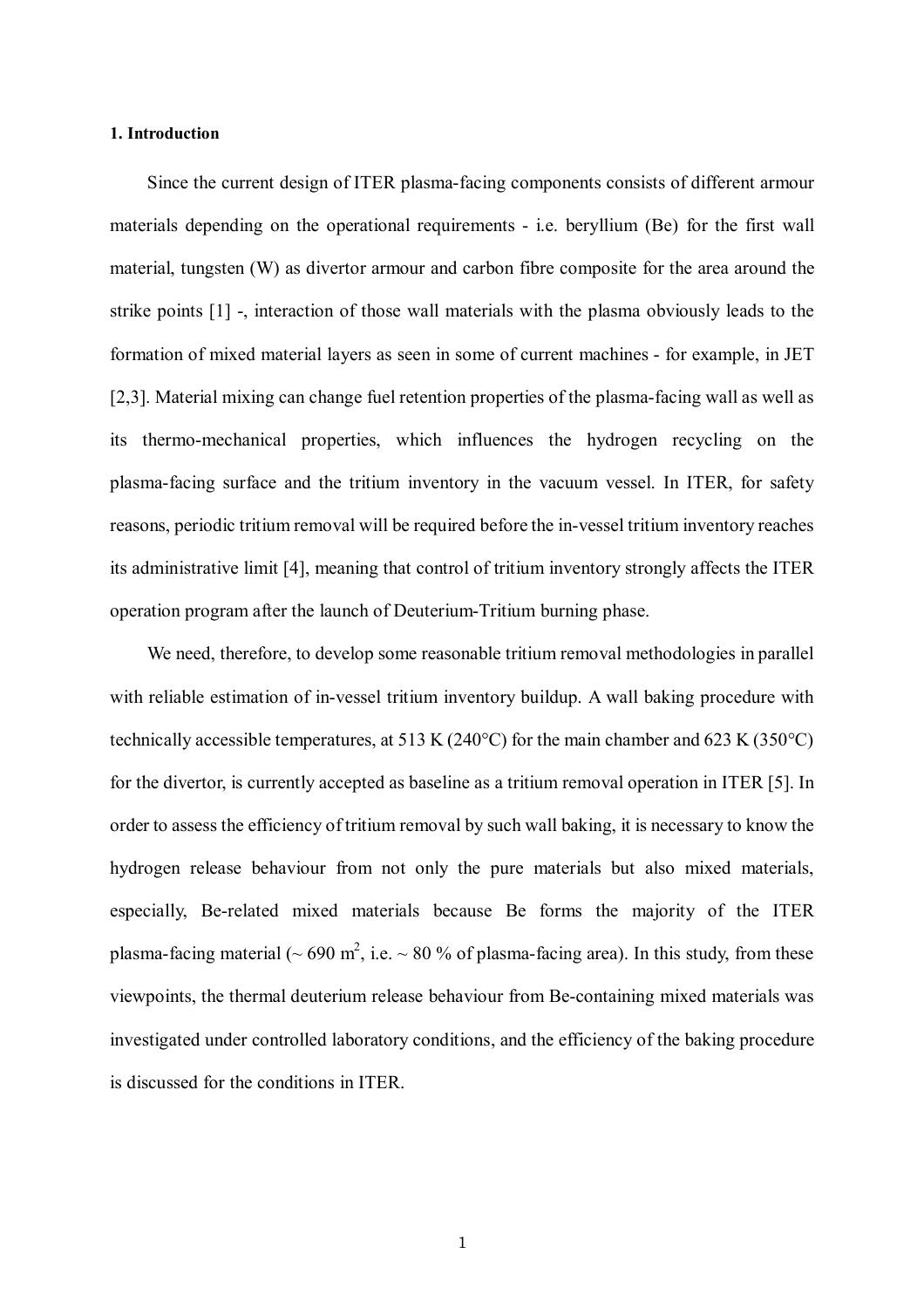## 1. Introduction

Since the current design of ITER plasma-facing components consists of different armour materials depending on the operational requirements - i.e. beryllium (Be) for the first wall material, tungsten (W) as divertor armour and carbon fibre composite for the area around the strike points [1] -, interaction of those wall materials with the plasma obviously leads to the formation of mixed material layers as seen in some of current machines - for example, in JET [2,3]. Material mixing can change fuel retention properties of the plasma-facing wall as well as its thermo-mechanical properties, which influences the hydrogen recycling on the plasma-facing surface and the tritium inventory in the vacuum vessel. In ITER, for safety reasons, periodic tritium removal will be required before the in-vessel tritium inventory reaches its administrative limit [4], meaning that control of tritium inventory strongly affects the ITER operation program after the launch of Deuterium-Tritium burning phase.

We need, therefore, to develop some reasonable tritium removal methodologies in parallel with reliable estimation of in-vessel tritium inventory buildup. A wall baking procedure with technically accessible temperatures, at 513 K (240°C) for the main chamber and 623 K (350°C) for the divertor, is currently accepted as baseline as a tritium removal operation in ITER [5]. In order to assess the efficiency of tritium removal by such wall baking, it is necessary to know the hydrogen release behaviour from not only the pure materials but also mixed materials, especially, Be-related mixed materials because Be forms the majority of the ITER plasma-facing material (~ 690 $m^2$, i.e. ~ 80 % of plasma-facing area). In this study, from these viewpoints, the thermal deuterium release behaviour from Be-containing mixed materials was investigated under controlled laboratory conditions, and the efficiency of the baking procedure is discussed for the conditions in ITER.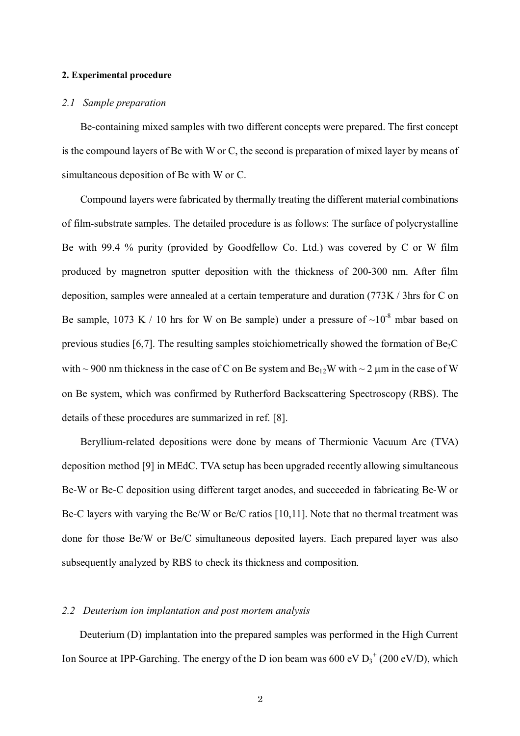## 2. Experimental procedure

### *2.1 Sample preparation*

Be-containing mixed samples with two different concepts were prepared. The first concept is the compound layers of Be with W or C, the second is preparation of mixed layer by means of simultaneous deposition of Be with W or C.

Compound layers were fabricated by thermally treating the different material combinations of film-substrate samples. The detailed procedure is as follows: The surface of polycrystalline Be with 99.4 % purity (provided by Goodfellow Co. Ltd.) was covered by C or W film produced by magnetron sputter deposition with the thickness of 200-300 nm. After film deposition, samples were annealed at a certain temperature and duration (773K / 3hrs for C on Be sample, 1073 K / 10 hrs for W on Be sample) under a pressure of $\sim 10^{-8}$ mbar based on previous studies [6,7]. The resulting samples stoichiometrically showed the formation of $Be_2C$ with ~ 900 nm thickness in the case of C on Be system and $Be_{12}W$ with ~ 2 μm in the case of W on Be system, which was confirmed by Rutherford Backscattering Spectroscopy (RBS). The details of these procedures are summarized in ref. [8].

Beryllium-related depositions were done by means of Thermionic Vacuum Arc (TVA) deposition method [9] in MEdC. TVA setup has been upgraded recently allowing simultaneous Be-W or Be-C deposition using different target anodes, and succeeded in fabricating Be-W or Be-C layers with varying the Be/W or Be/C ratios [10,11]. Note that no thermal treatment was done for those Be/W or Be/C simultaneous deposited layers. Each prepared layer was also subsequently analyzed by RBS to check its thickness and composition.

### *2.2 Deuterium ion implantation and post mortem analysis*

Deuterium (D) implantation into the prepared samples was performed in the High Current Ion Source at IPP-Garching. The energy of the D ion beam was 600 eV $D_3^+$ (200 eV/D), which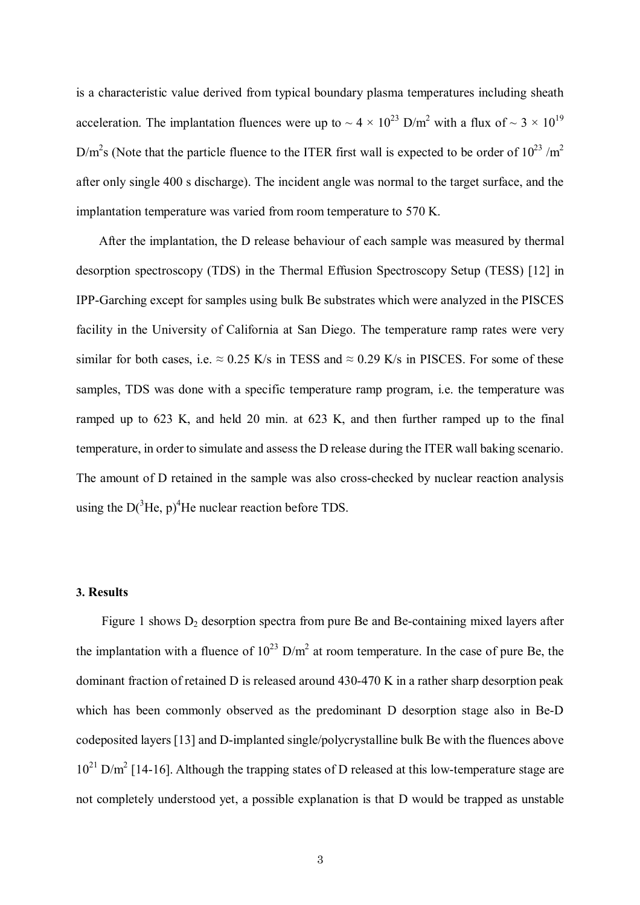is a characteristic value derived from typical boundary plasma temperatures including sheath acceleration. The implantation fluences were up to $\sim 4 \times 10^{23}$ D/m$^2$ with a flux of $\sim 3 \times 10^{19}$ D/m$^2$s (Note that the particle fluence to the ITER first wall is expected to be order of $10^{23}$ /m$^2$ after only single 400 s discharge). The incident angle was normal to the target surface, and the implantation temperature was varied from room temperature to 570 K.

After the implantation, the D release behaviour of each sample was measured by thermal desorption spectroscopy (TDS) in the Thermal Effusion Spectroscopy Setup (TESS) [12] in IPP-Garching except for samples using bulk Be substrates which were analyzed in the PISCES facility in the University of California at San Diego. The temperature ramp rates were very similar for both cases, i.e. $\approx 0.25$ K/s in TESS and $\approx 0.29$ K/s in PISCES. For some of these samples, TDS was done with a specific temperature ramp program, i.e. the temperature was ramped up to 623 K, and held 20 min. at 623 K, and then further ramped up to the final temperature, in order to simulate and assess the D release during the ITER wall baking scenario. The amount of D retained in the sample was also cross-checked by nuclear reaction analysis using the D($^3$He, p)$^4$He nuclear reaction before TDS.

### 3. Results

Figure 1 shows $D_2$ desorption spectra from pure Be and Be-containing mixed layers after the implantation with a fluence of $10^{23}$ D/m$^2$ at room temperature. In the case of pure Be, the dominant fraction of retained D is released around 430-470 K in a rather sharp desorption peak which has been commonly observed as the predominant D desorption stage also in Be-D codeposited layers [13] and D-implanted single/polycrystalline bulk Be with the fluences above $10^{21}$ D/m$^2$ [14-16]. Although the trapping states of D released at this low-temperature stage are not completely understood yet, a possible explanation is that D would be trapped as unstable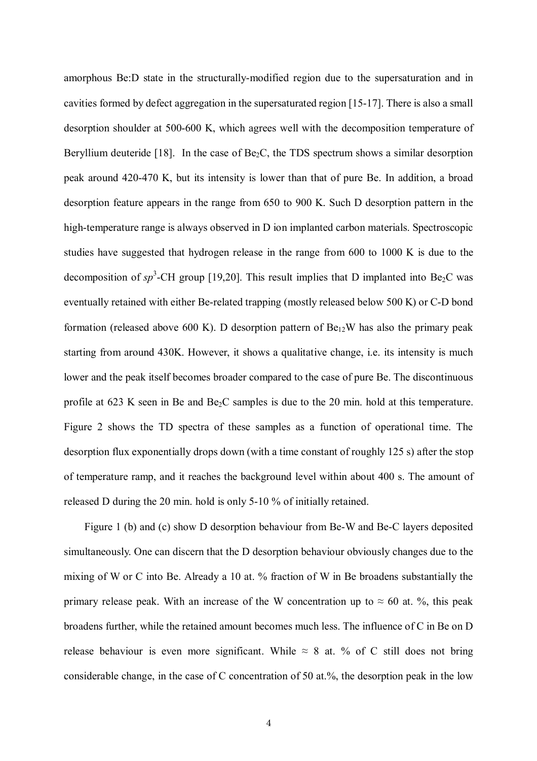amorphous Be:D state in the structurally-modified region due to the supersaturation and in cavities formed by defect aggregation in the supersaturated region [15-17]. There is also a small desorption shoulder at 500-600 K, which agrees well with the decomposition temperature of Beryllium deuteride [18]. In the case of $Be_2C$, the TDS spectrum shows a similar desorption peak around 420-470 K, but its intensity is lower than that of pure Be. In addition, a broad desorption feature appears in the range from 650 to 900 K. Such D desorption pattern in the high-temperature range is always observed in D ion implanted carbon materials. Spectroscopic studies have suggested that hydrogen release in the range from 600 to 1000 K is due to the decomposition of $sp^3$-CH group [19,20]. This result implies that D implanted into $Be_2C$ was eventually retained with either Be-related trapping (mostly released below 500 K) or C-D bond formation (released above 600 K). D desorption pattern of $Be_{12}W$ has also the primary peak starting from around 430K. However, it shows a qualitative change, i.e. its intensity is much lower and the peak itself becomes broader compared to the case of pure Be. The discontinuous profile at 623 K seen in Be and $Be_2C$ samples is due to the 20 min. hold at this temperature. Figure 2 shows the TD spectra of these samples as a function of operational time. The desorption flux exponentially drops down (with a time constant of roughly 125 s) after the stop of temperature ramp, and it reaches the background level within about 400 s. The amount of released D during the 20 min. hold is only 5-10 % of initially retained.

Figure 1 (b) and (c) show D desorption behaviour from Be-W and Be-C layers deposited simultaneously. One can discern that the D desorption behaviour obviously changes due to the mixing of W or C into Be. Already a 10 at. % fraction of W in Be broadens substantially the primary release peak. With an increase of the W concentration up to $\approx$ 60 at. %, this peak broadens further, while the retained amount becomes much less. The influence of C in Be on D release behaviour is even more significant. While $\approx$ 8 at. % of C still does not bring considerable change, in the case of C concentration of 50 at.%, the desorption peak in the low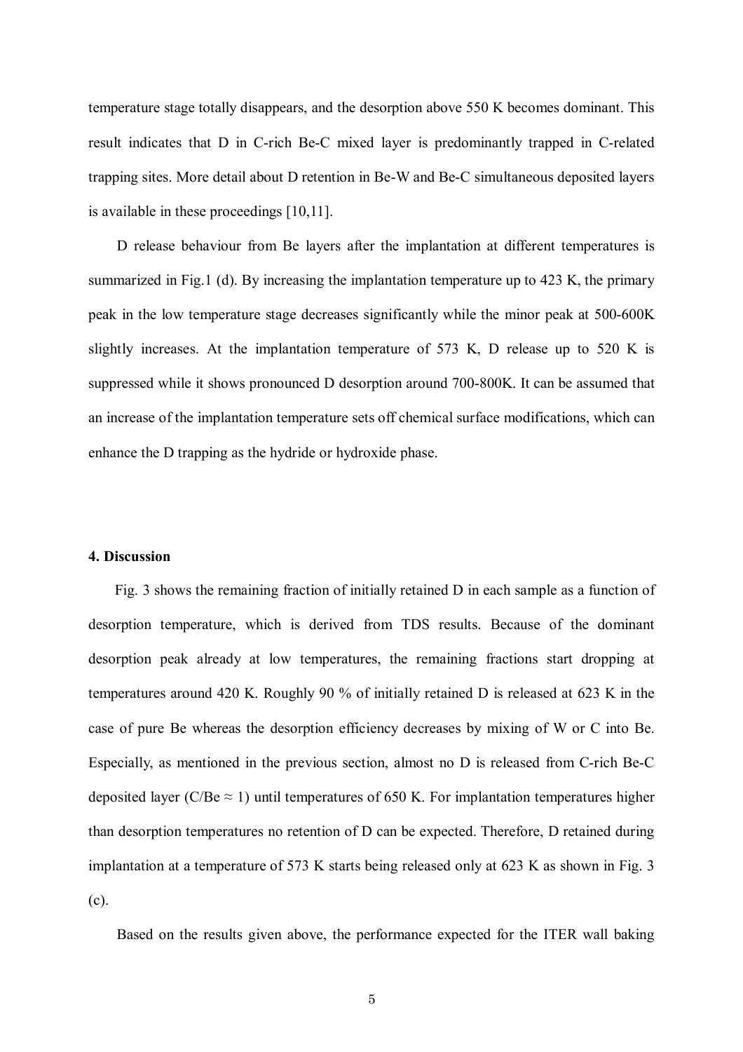temperature stage totally disappears, and the desorption above 550 K becomes dominant. This result indicates that D in C-rich Be-C mixed layer is predominantly trapped in C-related trapping sites. More detail about D retention in Be-W and Be-C simultaneous deposited layers is available in these proceedings [10,11].

D release behaviour from Be layers after the implantation at different temperatures is summarized in Fig.1 (d). By increasing the implantation temperature up to 423 K, the primary peak in the low temperature stage decreases significantly while the minor peak at 500-600K slightly increases. At the implantation temperature of 573 K, D release up to 520 K is suppressed while it shows pronounced D desorption around 700-800K. It can be assumed that an increase of the implantation temperature sets off chemical surface modifications, which can enhance the D trapping as the hydride or hydroxide phase.

#### 4. Discussion

Fig. 3 shows the remaining fraction of initially retained D in each sample as a function of desorption temperature, which is derived from TDS results. Because of the dominant desorption peak already at low temperatures, the remaining fractions start dropping at temperatures around 420 K. Roughly 90 % of initially retained D is released at 623 K in the case of pure Be whereas the desorption efficiency decreases by mixing of W or C into Be. Especially, as mentioned in the previous section, almost no D is released from C-rich Be-C deposited layer (C/Be $\approx$ 1) until temperatures of 650 K. For implantation temperatures higher than desorption temperatures no retention of D can be expected. Therefore, D retained during implantation at a temperature of 573 K starts being released only at 623 K as shown in Fig. 3 (c).

Based on the results given above, the performance expected for the ITER wall baking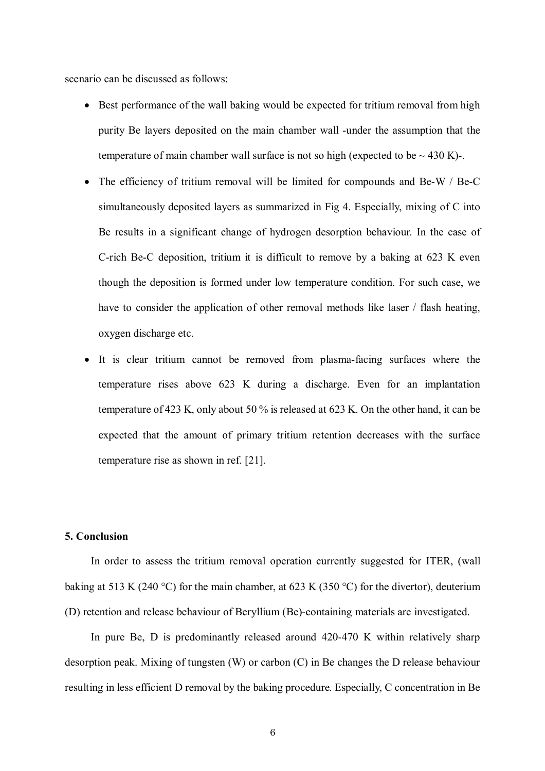scenario can be discussed as follows:

- Best performance of the wall baking would be expected for tritium removal from high purity Be layers deposited on the main chamber wall -under the assumption that the temperature of main chamber wall surface is not so high (expected to be ~ 430 K)-.
- The efficiency of tritium removal will be limited for compounds and Be-W / Be-C simultaneously deposited layers as summarized in Fig 4. Especially, mixing of C into Be results in a significant change of hydrogen desorption behaviour. In the case of C-rich Be-C deposition, tritium it is difficult to remove by a baking at 623 K even though the deposition is formed under low temperature condition. For such case, we have to consider the application of other removal methods like laser / flash heating, oxygen discharge etc.
- It is clear tritium cannot be removed from plasma-facing surfaces where the temperature rises above 623 K during a discharge. Even for an implantation temperature of 423 K, only about 50 % is released at 623 K. On the other hand, it can be expected that the amount of primary tritium retention decreases with the surface temperature rise as shown in ref. [21].

### 5. Conclusion

In order to assess the tritium removal operation currently suggested for ITER, (wall baking at 513 K (240 °C) for the main chamber, at 623 K (350 °C) for the divertor), deuterium (D) retention and release behaviour of Beryllium (Be)-containing materials are investigated.

In pure Be, D is predominantly released around 420-470 K within relatively sharp desorption peak. Mixing of tungsten (W) or carbon (C) in Be changes the D release behaviour resulting in less efficient D removal by the baking procedure. Especially, C concentration in Be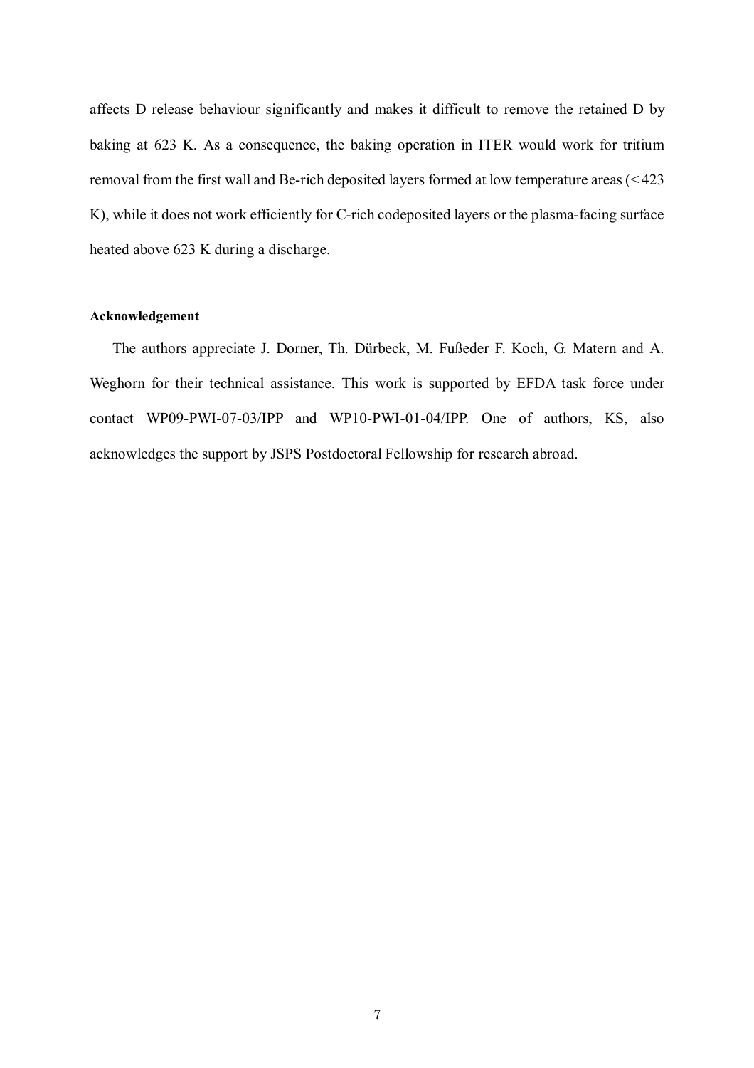affects D release behaviour significantly and makes it difficult to remove the retained D by baking at 623 K. As a consequence, the baking operation in ITER would work for tritium removal from the first wall and Be-rich deposited layers formed at low temperature areas (< 423 K), while it does not work efficiently for C-rich codeposited layers or the plasma-facing surface heated above 623 K during a discharge.

**Acknowledgement**

The authors appreciate J. Dorner, Th. Dürbeck, M. Fußeder F. Koch, G. Matern and A. Weghorn for their technical assistance. This work is supported by EFDA task force under contact WP09-PWI-07-03/IPP and WP10-PWI-01-04/IPP. One of authors, KS, also acknowledges the support by JSPS Postdoctoral Fellowship for research abroad.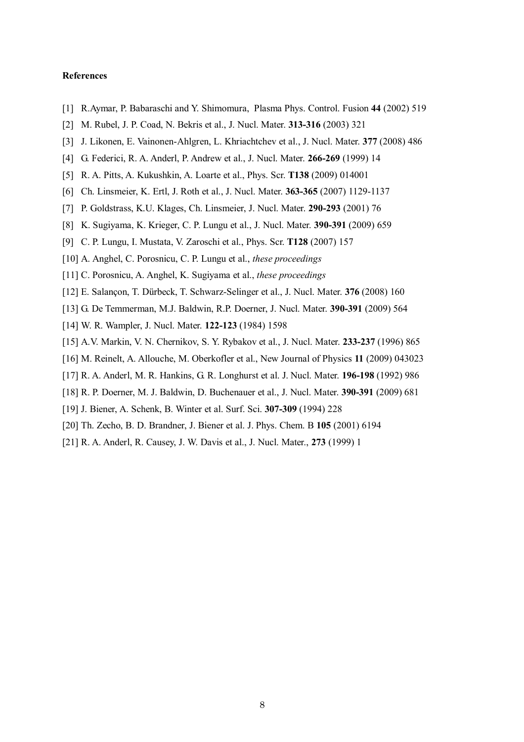**References**

[1] R.Aymar, P. Babaraschi and Y. Shimomura, Plasma Phys. Control. Fusion **44** (2002) 519

[2] M. Rubel, J. P. Coad, N. Bekris et al., J. Nucl. Mater. **313-316** (2003) 321

[3] J. Likonen, E. Vainonen-Ahlgren, L. Khriachtchev et al., J. Nucl. Mater. **377** (2008) 486

[4] G. Federici, R. A. Anderl, P. Andrew et al., J. Nucl. Mater. **266-269** (1999) 14

[5] R. A. Pitts, A. Kukushkin, A. Loarte et al., Phys. Scr. **T138** (2009) 014001

[6] Ch. Linsmeier, K. Ertl, J. Roth et al., J. Nucl. Mater. **363-365** (2007) 1129-1137

[7] P. Goldstrass, K.U. Klages, Ch. Linsmeier, J. Nucl. Mater. **290-293** (2001) 76

[8] K. Sugiyama, K. Krieger, C. P. Lungu et al., J. Nucl. Mater. **390-391** (2009) 659

[9] C. P. Lungu, I. Mustata, V. Zaroschi et al., Phys. Scr. **T128** (2007) 157

[10] A. Anghel, C. Porosnicu, C. P. Lungu et al., *these proceedings*

[11] C. Porosnicu, A. Anghel, K. Sugiyama et al., *these proceedings*

[12] E. Salançon, T. Dürbeck, T. Schwarz-Selinger et al., J. Nucl. Mater. **376** (2008) 160

[13] G. De Temmerman, M.J. Baldwin, R.P. Doerner, J. Nucl. Mater. **390-391** (2009) 564

[14] W. R. Wampler, J. Nucl. Mater. **122-123** (1984) 1598

[15] A.V. Markin, V. N. Chernikov, S. Y. Rybakov et al., J. Nucl. Mater. **233-237** (1996) 865

[16] M. Reinelt, A. Allouche, M. Oberkofler et al., New Journal of Physics **11** (2009) 043023

[17] R. A. Anderl, M. R. Hankins, G. R. Longhurst et al. J. Nucl. Mater. **196-198** (1992) 986

[18] R. P. Doerner, M. J. Baldwin, D. Buchenauer et al., J. Nucl. Mater. **390-391** (2009) 681

[19] J. Biener, A. Schenk, B. Winter et al. Surf. Sci. **307-309** (1994) 228

[20] Th. Zecho, B. D. Brandner, J. Biener et al. J. Phys. Chem. B **105** (2001) 6194

[21] R. A. Anderl, R. Causey, J. W. Davis et al., J. Nucl. Mater., **273** (1999) 1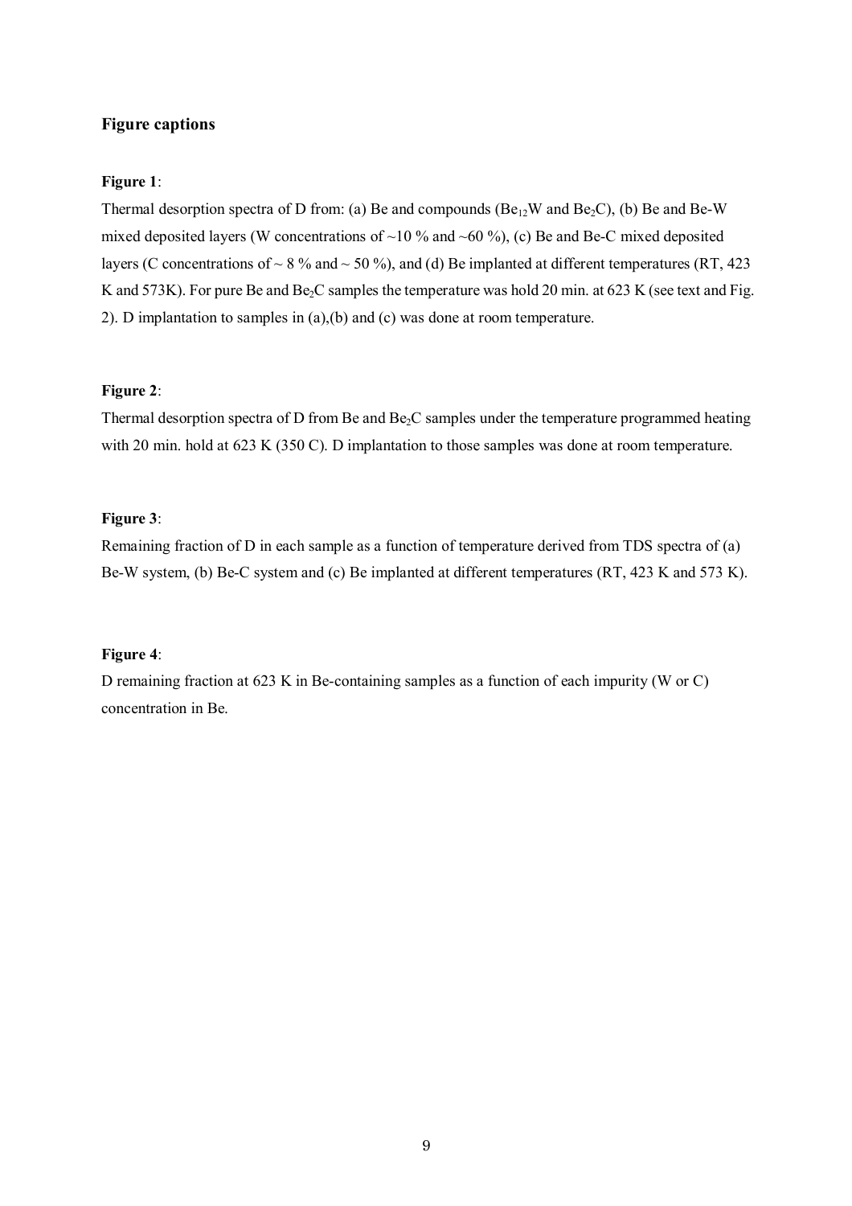### Figure captions

**Figure 1**:

Thermal desorption spectra of D from: (a) Be and compounds ($Be_{12}W$ and $Be_2C$), (b) Be and Be-W mixed deposited layers (W concentrations of ~10 % and ~60 %), (c) Be and Be-C mixed deposited layers (C concentrations of ~ 8 % and ~ 50 %), and (d) Be implanted at different temperatures (RT, 423 K and 573K). For pure Be and $Be_2C$ samples the temperature was hold 20 min. at 623 K (see text and Fig. 2). D implantation to samples in (a),(b) and (c) was done at room temperature.

**Figure 2**:

Thermal desorption spectra of D from Be and $Be_2C$ samples under the temperature programmed heating with 20 min. hold at 623 K (350 C). D implantation to those samples was done at room temperature.

**Figure 3**:

Remaining fraction of D in each sample as a function of temperature derived from TDS spectra of (a) Be-W system, (b) Be-C system and (c) Be implanted at different temperatures (RT, 423 K and 573 K).

**Figure 4**:

D remaining fraction at 623 K in Be-containing samples as a function of each impurity (W or C) concentration in Be.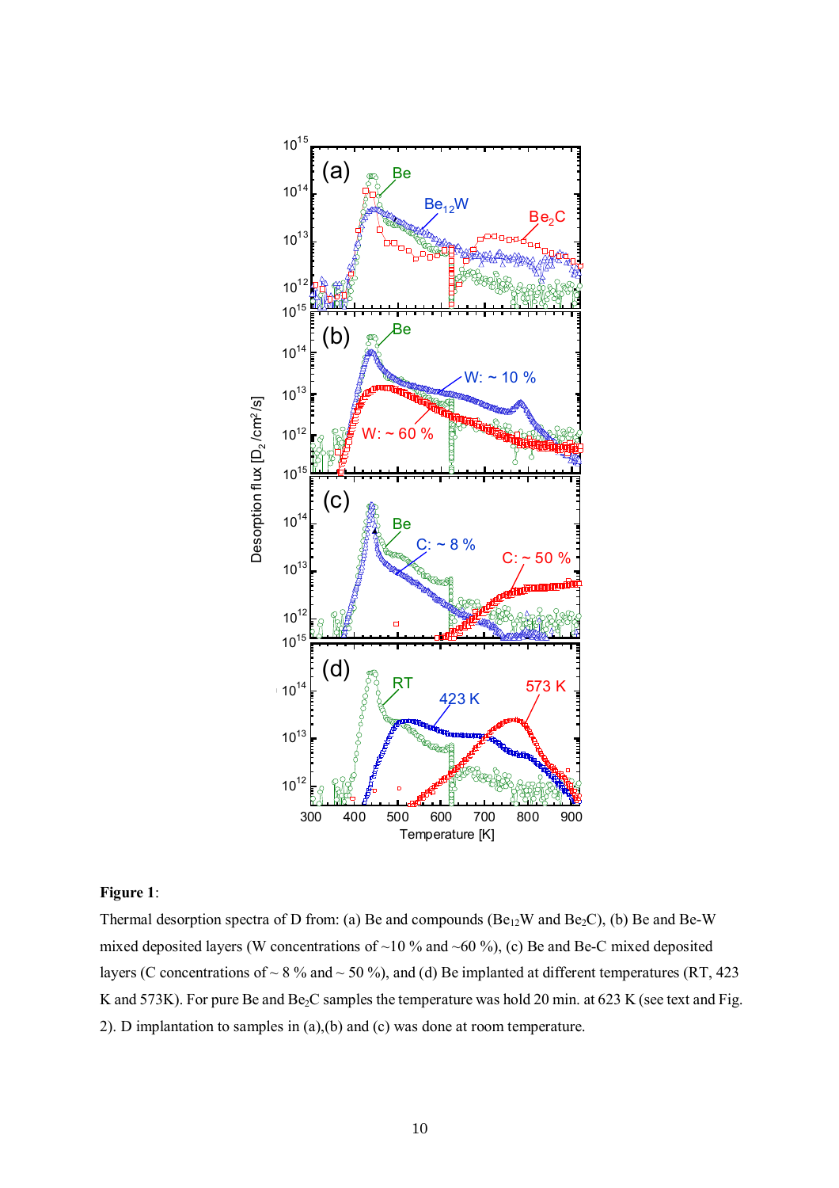(a)
Be
$Be_{12}W$
$Be_2C$

(b)
Be
W: ~ 10 %
W: ~ 60 %

(c)
Be
C: ~ 8 %
C: ~ 50 %

(d)
RT
423 K
573 K

Desorption flux [$D_2$/cm$^2$/s]

$10^{12}$
$10^{13}$
$10^{14}$
$10^{15}$

300 400 500 600 700 800 900

Temperature [K]

**Figure 1**:

Thermal desorption spectra of D from: (a) Be and compounds ($Be_{12}W$ and $Be_2C$), (b) Be and Be-W mixed deposited layers (W concentrations of ~10 % and ~60 %), (c) Be and Be-C mixed deposited layers (C concentrations of ~ 8 % and ~ 50 %), and (d) Be implanted at different temperatures (RT, 423 K and 573K). For pure Be and $Be_2C$ samples the temperature was hold 20 min. at 623 K (see text and Fig. 2). D implantation to samples in (a),(b) and (c) was done at room temperature.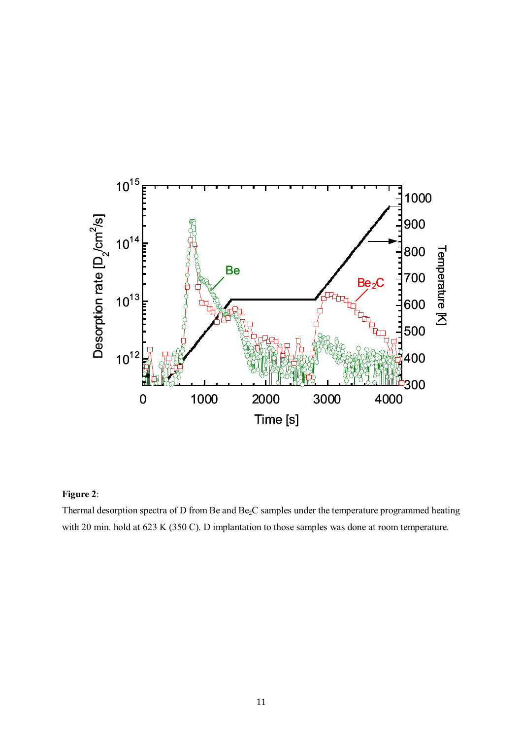$10^{15}$

$10^{14}$

$10^{13}$

$10^{12}$

Desorption rate [$D_2$/cm$^2$/s]

0

1000

2000

3000

4000

Time [s]

1000

900

800

700

600

500

400

300

Temperature [K]

Be

$Be_2C$

**Figure 2**:

Thermal desorption spectra of D from Be and $Be_2C$ samples under the temperature programmed heating with 20 min. hold at 623 K (350 C). D implantation to those samples was done at room temperature.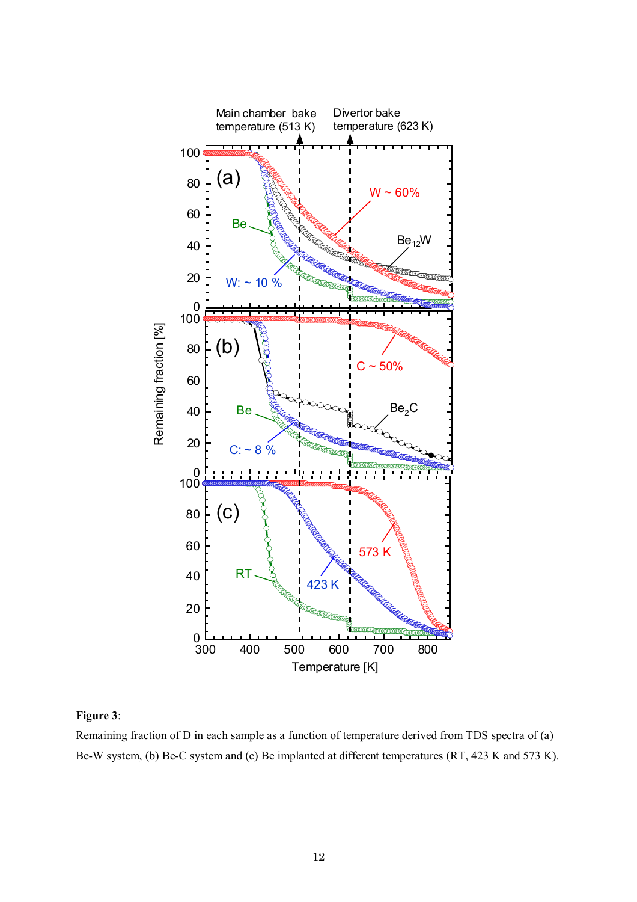Main chamber bake temperature (513 K)

Divertor bake temperature (623 K)

(a)

W ~ 60%

Be

$Be_{12}W$

W: ~ 10 %

(b)

C ~ 50%

Be

$Be_2C$

C: ~ 8 %

(c)

573 K

RT

423 K

Remaining fraction [%]

100
80
60
40
20
0

300 400 500 600 700 800

Temperature [K]

**Figure 3**:

Remaining fraction of D in each sample as a function of temperature derived from TDS spectra of (a) Be-W system, (b) Be-C system and (c) Be implanted at different temperatures (RT, 423 K and 573 K).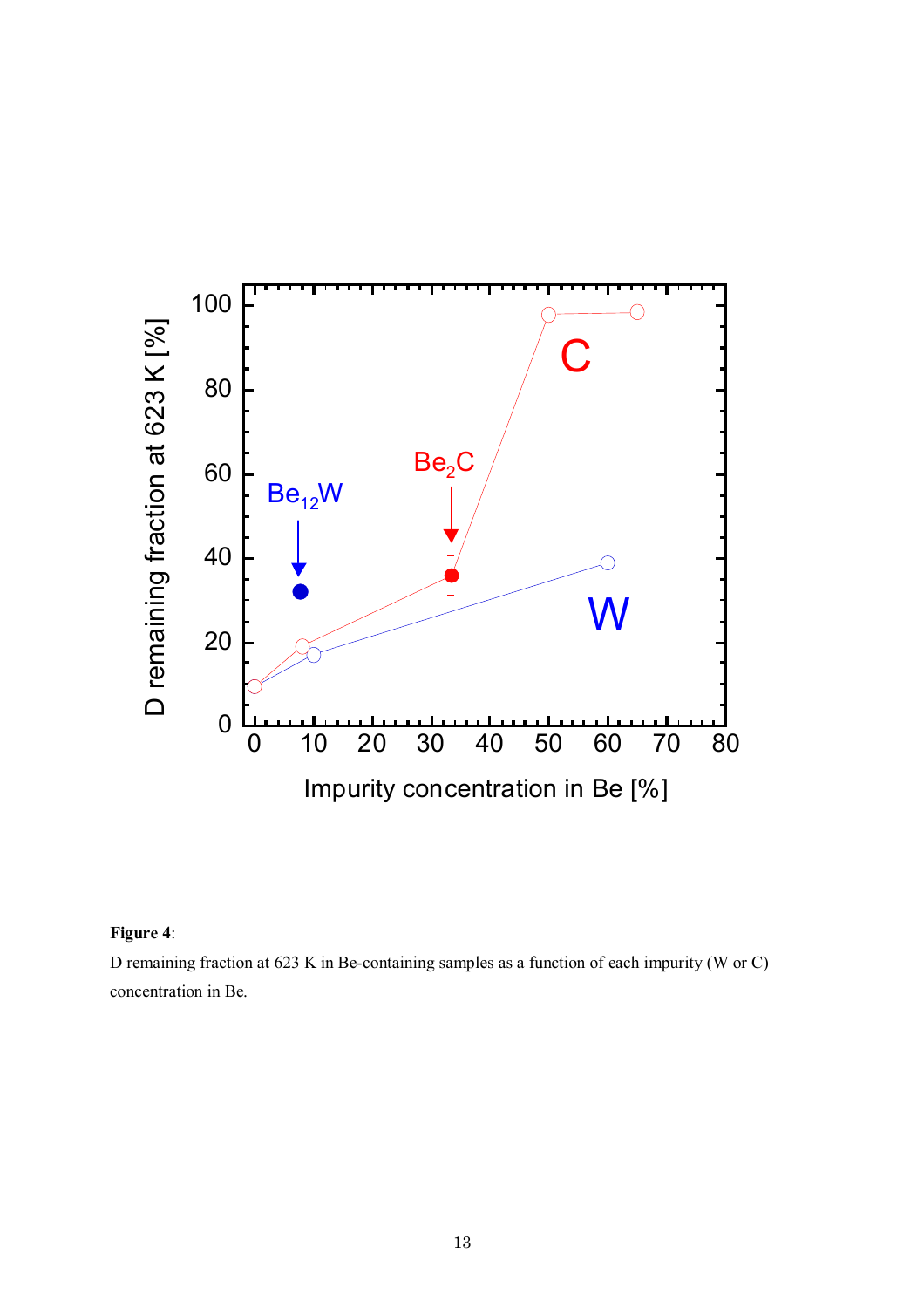D remaining fraction at 623 K [%]

100
80
60
40
20
0

0 10 20 30 40 50 60 70 80

Impurity concentration in Be [%]

$Be_{12}W$

$Be_2C$

C

W

**Figure 4**:

D remaining fraction at 623 K in Be-containing samples as a function of each impurity (W or C) concentration in Be.